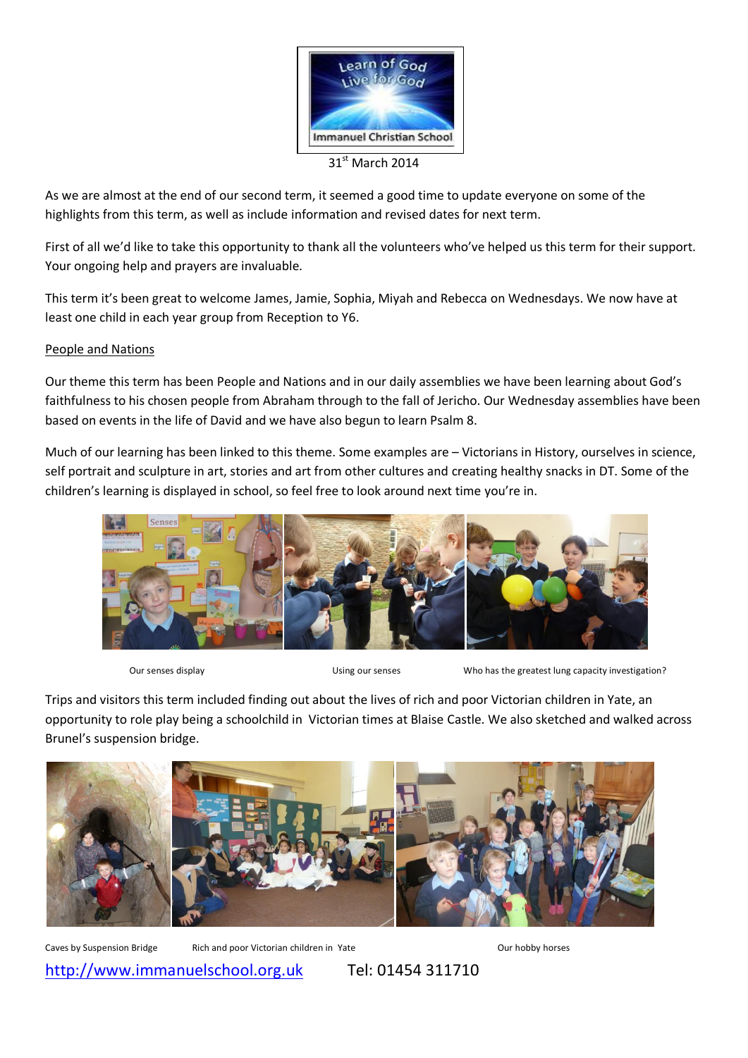Learn of God Live for God

Immanuel Christian School

31st March 2014

As we are almost at the end of our second term, it seemed a good time to update everyone on some of the highlights from this term, as well as include information and revised dates for next term.

First of all we'd like to take this opportunity to thank all the volunteers who've helped us this term for their support. Your ongoing help and prayers are invaluable.

This term it's been great to welcome James, Jamie, Sophia, Miyah and Rebecca on Wednesdays. We now have at least one child in each year group from Reception to Y6.

## People and Nations

Our theme this term has been People and Nations and in our daily assemblies we have been learning about God's faithfulness to his chosen people from Abraham through to the fall of Jericho. Our Wednesday assemblies have been based on events in the life of David and we have also begun to learn Psalm 8.

Much of our learning has been linked to this theme. Some examples are – Victorians in History, ourselves in science, self portrait and sculpture in art, stories and art from other cultures and creating healthy snacks in DT. Some of the children's learning is displayed in school, so feel free to look around next time you're in.

Our senses display

Using our senses

Who has the greatest lung capacity investigation?

Trips and visitors this term included finding out about the lives of rich and poor Victorian children in Yate, an opportunity to role play being a schoolchild in Victorian times at Blaise Castle. We also sketched and walked across Brunel's suspension bridge.

Caves by Suspension Bridge

Rich and poor Victorian children in Yate

Our hobby horses

http://www.immanuelschool.org.uk Tel: 01454 311710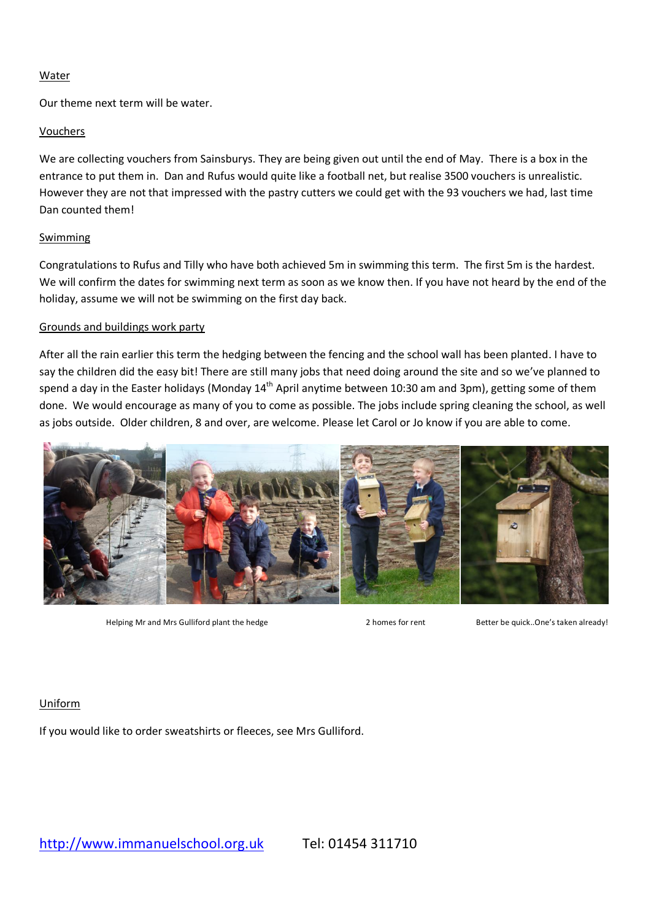Water

Our theme next term will be water.

Vouchers

We are collecting vouchers from Sainsburys. They are being given out until the end of May. There is a box in the entrance to put them in. Dan and Rufus would quite like a football net, but realise 3500 vouchers is unrealistic. However they are not that impressed with the pastry cutters we could get with the 93 vouchers we had, last time Dan counted them!

Swimming

Congratulations to Rufus and Tilly who have both achieved 5m in swimming this term. The first 5m is the hardest. We will confirm the dates for swimming next term as soon as we know then. If you have not heard by the end of the holiday, assume we will not be swimming on the first day back.

Grounds and buildings work party

After all the rain earlier this term the hedging between the fencing and the school wall has been planted. I have to say the children did the easy bit! There are still many jobs that need doing around the site and so we've planned to spend a day in the Easter holidays (Monday 14th April anytime between 10:30 am and 3pm), getting some of them done. We would encourage as many of you to come as possible. The jobs include spring cleaning the school, as well as jobs outside. Older children, 8 and over, are welcome. Please let Carol or Jo know if you are able to come.

Helping Mr and Mrs Gulliford plant the hedge

2 homes for rent

Better be quick..One's taken already!

Uniform

If you would like to order sweatshirts or fleeces, see Mrs Gulliford.

http://www.immanuelschool.org.uk Tel: 01454 311710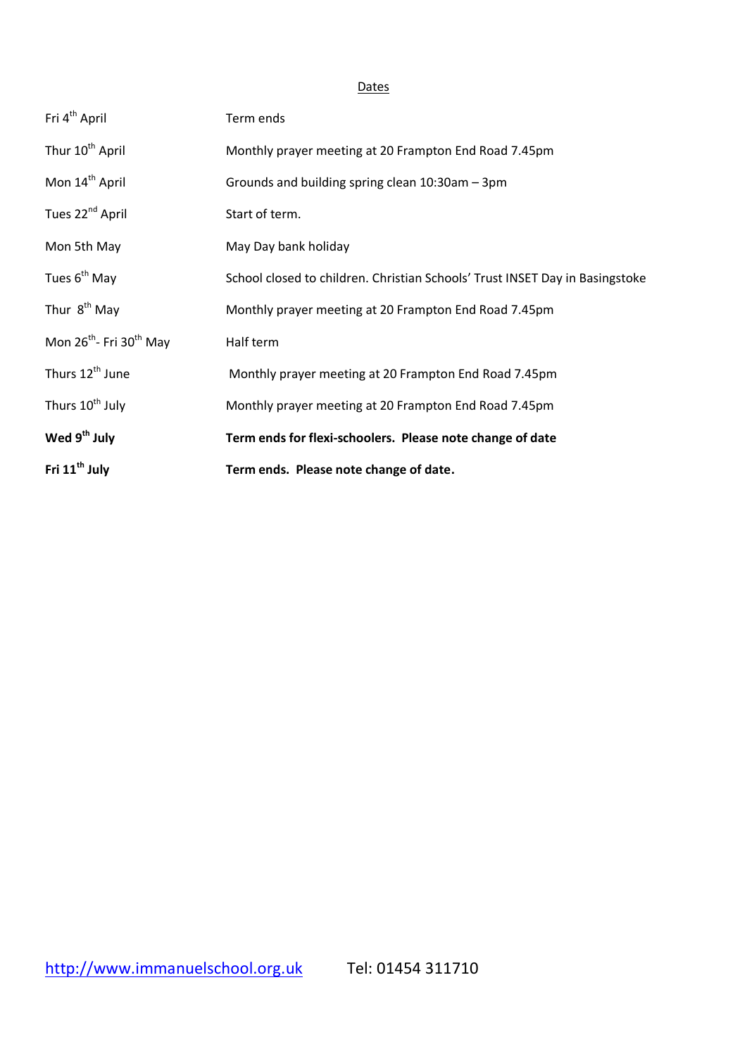## Dates

| | |
|---|---|
| Fri 4th April | Term ends |
| Thur 10th April | Monthly prayer meeting at 20 Frampton End Road 7.45pm |
| Mon 14th April | Grounds and building spring clean 10:30am – 3pm |
| Tues 22nd April | Start of term. |
| Mon 5th May | May Day bank holiday |
| Tues 6th May | School closed to children. Christian Schools' Trust INSET Day in Basingstoke |
| Thur 8th May | Monthly prayer meeting at 20 Frampton End Road 7.45pm |
| Mon 26th- Fri 30th May | Half term |
| Thurs 12th June | Monthly prayer meeting at 20 Frampton End Road 7.45pm |
| Thurs 10th July | Monthly prayer meeting at 20 Frampton End Road 7.45pm |
| **Wed 9th July** | **Term ends for flexi-schoolers. Please note change of date** |
| **Fri 11th July** | **Term ends. Please note change of date.** |

http://www.immanuelschool.org.uk Tel: 01454 311710